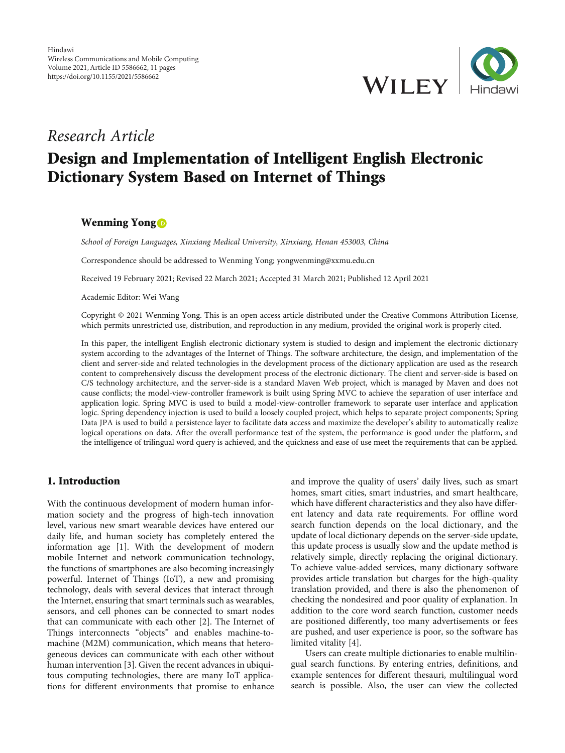Hindawi
Wireless Communications and Mobile Computing
Volume 2021, Article ID 5586662, 11 pages
https://doi.org/10.1155/2021/5586662

*Research Article*

# Design and Implementation of Intelligent English Electronic Dictionary System Based on Internet of Things

**Wenming Yong**

*School of Foreign Languages, Xinxiang Medical University, Xinxiang, Henan 453003, China*

Correspondence should be addressed to Wenming Yong; yongwenming@xxmu.edu.cn

Received 19 February 2021; Revised 22 March 2021; Accepted 31 March 2021; Published 12 April 2021

Academic Editor: Wei Wang

Copyright © 2021 Wenming Yong. This is an open access article distributed under the Creative Commons Attribution License, which permits unrestricted use, distribution, and reproduction in any medium, provided the original work is properly cited.

In this paper, the intelligent English electronic dictionary system is studied to design and implement the electronic dictionary system according to the advantages of the Internet of Things. The software architecture, the design, and implementation of the client and server-side and related technologies in the development process of the dictionary application are used as the research content to comprehensively discuss the development process of the electronic dictionary. The client and server-side is based on C/S technology architecture, and the server-side is a standard Maven Web project, which is managed by Maven and does not cause conflicts; the model-view-controller framework is built using Spring MVC to achieve the separation of user interface and application logic. Spring MVC is used to build a model-view-controller framework to separate user interface and application logic. Spring dependency injection is used to build a loosely coupled project, which helps to separate project components; Spring Data JPA is used to build a persistence layer to facilitate data access and maximize the developer's ability to automatically realize logical operations on data. After the overall performance test of the system, the performance is good under the platform, and the intelligence of trilingual word query is achieved, and the quickness and ease of use meet the requirements that can be applied.

## 1. Introduction

With the continuous development of modern human information society and the progress of high-tech innovation level, various new smart wearable devices have entered our daily life, and human society has completely entered the information age [1]. With the development of modern mobile Internet and network communication technology, the functions of smartphones are also becoming increasingly powerful. Internet of Things (IoT), a new and promising technology, deals with several devices that interact through the Internet, ensuring that smart terminals such as wearables, sensors, and cell phones can be connected to smart nodes that can communicate with each other [2]. The Internet of Things interconnects "objects" and enables machine-to-machine (M2M) communication, which means that heterogeneous devices can communicate with each other without human intervention [3]. Given the recent advances in ubiquitous computing technologies, there are many IoT applications for different environments that promise to enhance and improve the quality of users' daily lives, such as smart homes, smart cities, smart industries, and smart healthcare, which have different characteristics and they also have different latency and data rate requirements. For offline word search function depends on the local dictionary, and the update of local dictionary depends on the server-side update, this update process is usually slow and the update method is relatively simple, directly replacing the original dictionary. To achieve value-added services, many dictionary software provides article translation but charges for the high-quality translation provided, and there is also the phenomenon of checking the nondesired and poor quality of explanation. In addition to the core word search function, customer needs are positioned differently, too many advertisements or fees are pushed, and user experience is poor, so the software has limited vitality [4].

Users can create multiple dictionaries to enable multilingual search functions. By entering entries, definitions, and example sentences for different thesauri, multilingual word search is possible. Also, the user can view the collected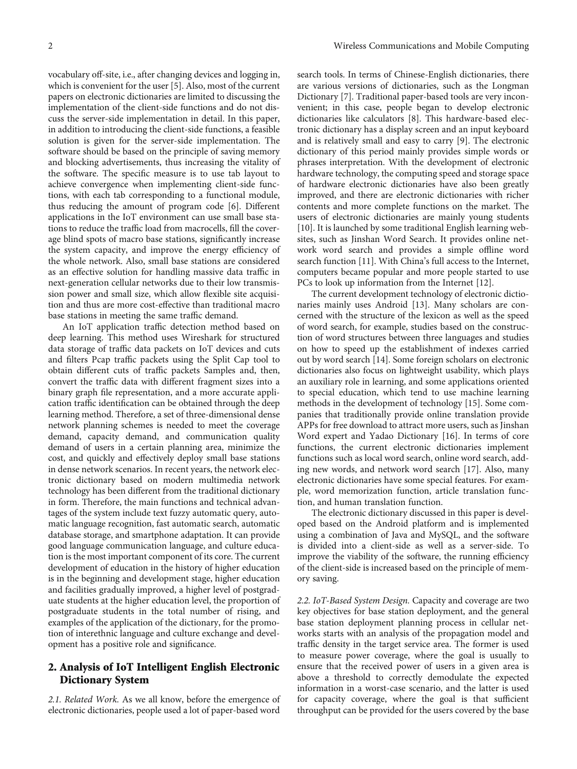vocabulary off-site, i.e., after changing devices and logging in, which is convenient for the user [5]. Also, most of the current papers on electronic dictionaries are limited to discussing the implementation of the client-side functions and do not discuss the server-side implementation in detail. In this paper, in addition to introducing the client-side functions, a feasible solution is given for the server-side implementation. The software should be based on the principle of saving memory and blocking advertisements, thus increasing the vitality of the software. The specific measure is to use tab layout to achieve convergence when implementing client-side functions, with each tab corresponding to a functional module, thus reducing the amount of program code [6]. Different applications in the IoT environment can use small base stations to reduce the traffic load from macrocells, fill the coverage blind spots of macro base stations, significantly increase the system capacity, and improve the energy efficiency of the whole network. Also, small base stations are considered as an effective solution for handling massive data traffic in next-generation cellular networks due to their low transmission power and small size, which allow flexible site acquisition and thus are more cost-effective than traditional macro base stations in meeting the same traffic demand.

An IoT application traffic detection method based on deep learning. This method uses Wireshark for structured data storage of traffic data packets on IoT devices and cuts and filters Pcap traffic packets using the Split Cap tool to obtain different cuts of traffic packets Samples and, then, convert the traffic data with different fragment sizes into a binary graph file representation, and a more accurate application traffic identification can be obtained through the deep learning method. Therefore, a set of three-dimensional dense network planning schemes is needed to meet the coverage demand, capacity demand, and communication quality demand of users in a certain planning area, minimize the cost, and quickly and effectively deploy small base stations in dense network scenarios. In recent years, the network electronic dictionary based on modern multimedia network technology has been different from the traditional dictionary in form. Therefore, the main functions and technical advantages of the system include text fuzzy automatic query, automatic language recognition, fast automatic search, automatic database storage, and smartphone adaptation. It can provide good language communication language, and culture education is the most important component of its core. The current development of education in the history of higher education is in the beginning and development stage, higher education and facilities gradually improved, a higher level of postgraduate students at the higher education level, the proportion of postgraduate students in the total number of rising, and examples of the application of the dictionary, for the promotion of interethnic language and culture exchange and development has a positive role and significance.

## 2. Analysis of IoT Intelligent English Electronic Dictionary System

*2.1. Related Work.* As we all know, before the emergence of electronic dictionaries, people used a lot of paper-based word search tools. In terms of Chinese-English dictionaries, there are various versions of dictionaries, such as the Longman Dictionary [7]. Traditional paper-based tools are very inconvenient; in this case, people began to develop electronic dictionaries like calculators [8]. This hardware-based electronic dictionary has a display screen and an input keyboard and is relatively small and easy to carry [9]. The electronic dictionary of this period mainly provides simple words or phrases interpretation. With the development of electronic hardware technology, the computing speed and storage space of hardware electronic dictionaries have also been greatly improved, and there are electronic dictionaries with richer contents and more complete functions on the market. The users of electronic dictionaries are mainly young students [10]. It is launched by some traditional English learning websites, such as Jinshan Word Search. It provides online network word search and provides a simple offline word search function [11]. With China's full access to the Internet, computers became popular and more people started to use PCs to look up information from the Internet [12].

The current development technology of electronic dictionaries mainly uses Android [13]. Many scholars are concerned with the structure of the lexicon as well as the speed of word search, for example, studies based on the construction of word structures between three languages and studies on how to speed up the establishment of indexes carried out by word search [14]. Some foreign scholars on electronic dictionaries also focus on lightweight usability, which plays an auxiliary role in learning, and some applications oriented to special education, which tend to use machine learning methods in the development of technology [15]. Some companies that traditionally provide online translation provide APPs for free download to attract more users, such as Jinshan Word expert and Yadao Dictionary [16]. In terms of core functions, the current electronic dictionaries implement functions such as local word search, online word search, adding new words, and network word search [17]. Also, many electronic dictionaries have some special features. For example, word memorization function, article translation function, and human translation function.

The electronic dictionary discussed in this paper is developed based on the Android platform and is implemented using a combination of Java and MySQL, and the software is divided into a client-side as well as a server-side. To improve the viability of the software, the running efficiency of the client-side is increased based on the principle of memory saving.

*2.2. IoT-Based System Design.* Capacity and coverage are two key objectives for base station deployment, and the general base station deployment planning process in cellular networks starts with an analysis of the propagation model and traffic density in the target service area. The former is used to measure power coverage, where the goal is usually to ensure that the received power of users in a given area is above a threshold to correctly demodulate the expected information in a worst-case scenario, and the latter is used for capacity coverage, where the goal is that sufficient throughput can be provided for the users covered by the base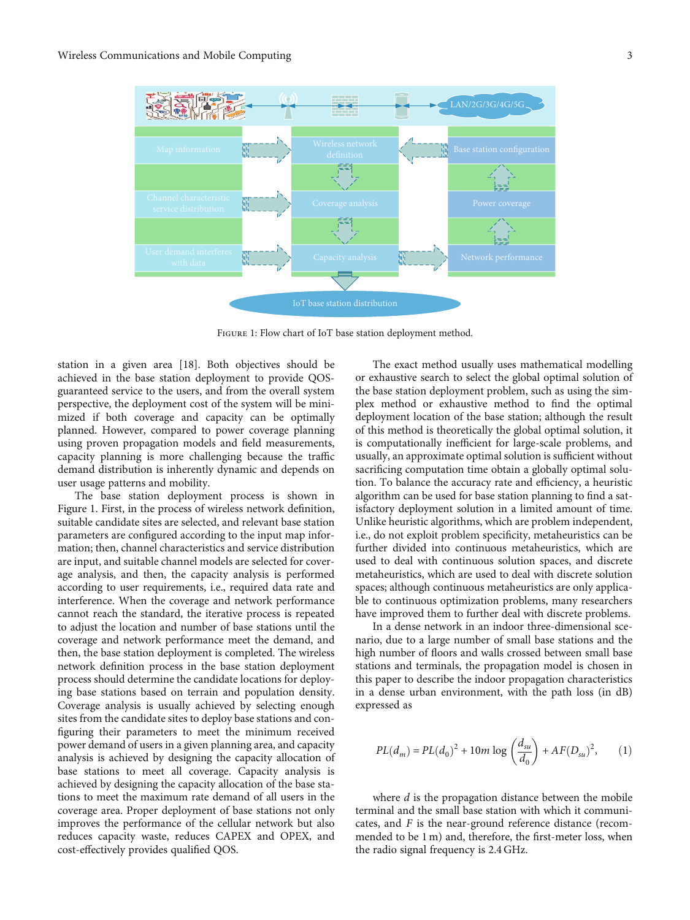Figure 1: Flow chart of IoT base station deployment method.

station in a given area [18]. Both objectives should be achieved in the base station deployment to provide QOS-guaranteed service to the users, and from the overall system perspective, the deployment cost of the system will be minimized if both coverage and capacity can be optimally planned. However, compared to power coverage planning using proven propagation models and field measurements, capacity planning is more challenging because the traffic demand distribution is inherently dynamic and depends on user usage patterns and mobility.

The base station deployment process is shown in Figure 1. First, in the process of wireless network definition, suitable candidate sites are selected, and relevant base station parameters are configured according to the input map information; then, channel characteristics and service distribution are input, and suitable channel models are selected for coverage analysis, and then, the capacity analysis is performed according to user requirements, i.e., required data rate and interference. When the coverage and network performance cannot reach the standard, the iterative process is repeated to adjust the location and number of base stations until the coverage and network performance meet the demand, and then, the base station deployment is completed. The wireless network definition process in the base station deployment process should determine the candidate locations for deploying base stations based on terrain and population density. Coverage analysis is usually achieved by selecting enough sites from the candidate sites to deploy base stations and configuring their parameters to meet the minimum received power demand of users in a given planning area, and capacity analysis is achieved by designing the capacity allocation of base stations to meet all coverage. Capacity analysis is achieved by designing the capacity allocation of the base stations to meet the maximum rate demand of all users in the coverage area. Proper deployment of base stations not only improves the performance of the cellular network but also reduces capacity waste, reduces CAPEX and OPEX, and cost-effectively provides qualified QOS.

The exact method usually uses mathematical modelling or exhaustive search to select the global optimal solution of the base station deployment problem, such as using the simplex method or exhaustive method to find the optimal deployment location of the base station; although the result of this method is theoretically the global optimal solution, it is computationally inefficient for large-scale problems, and usually, an approximate optimal solution is sufficient without sacrificing computation time obtain a globally optimal solution. To balance the accuracy rate and efficiency, a heuristic algorithm can be used for base station planning to find a satisfactory deployment solution in a limited amount of time. Unlike heuristic algorithms, which are problem independent, i.e., do not exploit problem specificity, metaheuristics can be further divided into continuous metaheuristics, which are used to deal with continuous solution spaces, and discrete metaheuristics, which are used to deal with discrete solution spaces; although continuous metaheuristics are only applicable to continuous optimization problems, many researchers have improved them to further deal with discrete problems.

In a dense network in an indoor three-dimensional scenario, due to a large number of small base stations and the high number of floors and walls crossed between small base stations and terminals, the propagation model is chosen in this paper to describe the indoor propagation characteristics in a dense urban environment, with the path loss (in dB) expressed as

$$PL(d_m) = PL(d_0)^2 + 10m \log\left(\frac{d_{su}}{d_0}\right) + AF(D_{su})^2, \qquad (1)$$

where $d$ is the propagation distance between the mobile terminal and the small base station with which it communicates, and $F$ is the near-ground reference distance (recommended to be 1 m) and, therefore, the first-meter loss, when the radio signal frequency is 2.4 GHz.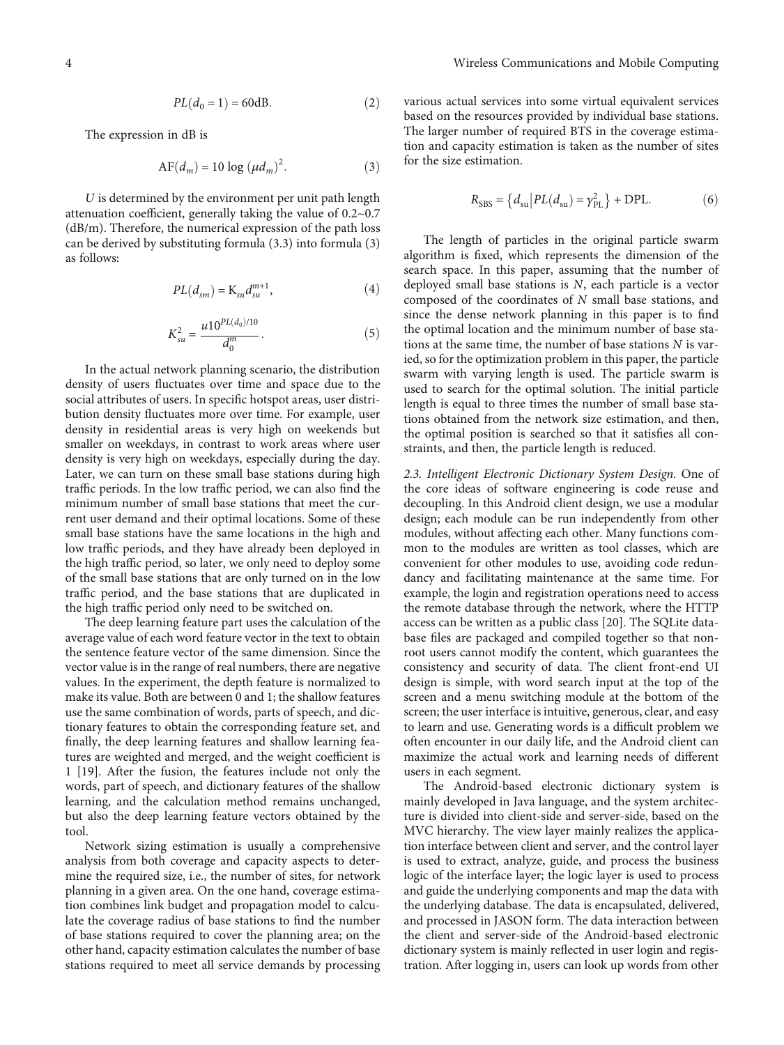$$PL(d_0 = 1) = 60\text{dB}. \tag{2}$$

The expression in dB is

$$\text{AF}(d_m) = 10 \log (\mu d_m)^2. \tag{3}$$

$U$ is determined by the environment per unit path length attenuation coefficient, generally taking the value of 0.2~0.7 (dB/m). Therefore, the numerical expression of the path loss can be derived by substituting formula (3.3) into formula (3) as follows:

$$PL(d_{sm}) = \text{K}_{su} d_{su}^{m+1}, \tag{4}$$

$$K_{su}^2 = \frac{u 10^{PL(d_0)/10}}{d_0^m}. \tag{5}$$

In the actual network planning scenario, the distribution density of users fluctuates over time and space due to the social attributes of users. In specific hotspot areas, user distribution density fluctuates more over time. For example, user density in residential areas is very high on weekends but smaller on weekdays, in contrast to work areas where user density is very high on weekdays, especially during the day. Later, we can turn on these small base stations during high traffic periods. In the low traffic period, we can also find the minimum number of small base stations that meet the current user demand and their optimal locations. Some of these small base stations have the same locations in the high and low traffic periods, and they have already been deployed in the high traffic period, so later, we only need to deploy some of the small base stations that are only turned on in the low traffic period, and the base stations that are duplicated in the high traffic period only need to be switched on.

The deep learning feature part uses the calculation of the average value of each word feature vector in the text to obtain the sentence feature vector of the same dimension. Since the vector value is in the range of real numbers, there are negative values. In the experiment, the depth feature is normalized to make its value. Both are between 0 and 1; the shallow features use the same combination of words, parts of speech, and dictionary features to obtain the corresponding feature set, and finally, the deep learning features and shallow learning features are weighted and merged, and the weight coefficient is 1 [19]. After the fusion, the features include not only the words, part of speech, and dictionary features of the shallow learning, and the calculation method remains unchanged, but also the deep learning feature vectors obtained by the tool.

Network sizing estimation is usually a comprehensive analysis from both coverage and capacity aspects to determine the required size, i.e., the number of sites, for network planning in a given area. On the one hand, coverage estimation combines link budget and propagation model to calculate the coverage radius of base stations to find the number of base stations required to cover the planning area; on the other hand, capacity estimation calculates the number of base stations required to meet all service demands by processing various actual services into some virtual equivalent services based on the resources provided by individual base stations. The larger number of required BTS in the coverage estimation and capacity estimation is taken as the number of sites for the size estimation.

$$R_{\text{SBS}} = \left\{ d_{\text{su}} \middle| PL(d_{\text{su}}) = \gamma_{\text{PL}}^2 \right\} + \text{DPL}. \tag{6}$$

The length of particles in the original particle swarm algorithm is fixed, which represents the dimension of the search space. In this paper, assuming that the number of deployed small base stations is $N$, each particle is a vector composed of the coordinates of $N$ small base stations, and since the dense network planning in this paper is to find the optimal location and the minimum number of base stations at the same time, the number of base stations $N$ is varied, so for the optimization problem in this paper, the particle swarm with varying length is used. The particle swarm is used to search for the optimal solution. The initial particle length is equal to three times the number of small base stations obtained from the network size estimation, and then, the optimal position is searched so that it satisfies all constraints, and then, the particle length is reduced.

*2.3. Intelligent Electronic Dictionary System Design.* One of the core ideas of software engineering is code reuse and decoupling. In this Android client design, we use a modular design; each module can be run independently from other modules, without affecting each other. Many functions common to the modules are written as tool classes, which are convenient for other modules to use, avoiding code redundancy and facilitating maintenance at the same time. For example, the login and registration operations need to access the remote database through the network, where the HTTP access can be written as a public class [20]. The SQLite database files are packaged and compiled together so that non-root users cannot modify the content, which guarantees the consistency and security of data. The client front-end UI design is simple, with word search input at the top of the screen and a menu switching module at the bottom of the screen; the user interface is intuitive, generous, clear, and easy to learn and use. Generating words is a difficult problem we often encounter in our daily life, and the Android client can maximize the actual work and learning needs of different users in each segment.

The Android-based electronic dictionary system is mainly developed in Java language, and the system architecture is divided into client-side and server-side, based on the MVC hierarchy. The view layer mainly realizes the application interface between client and server, and the control layer is used to extract, analyze, guide, and process the business logic of the interface layer; the logic layer is used to process and guide the underlying components and map the data with the underlying database. The data is encapsulated, delivered, and processed in JASON form. The data interaction between the client and server-side of the Android-based electronic dictionary system is mainly reflected in user login and registration. After logging in, users can look up words from other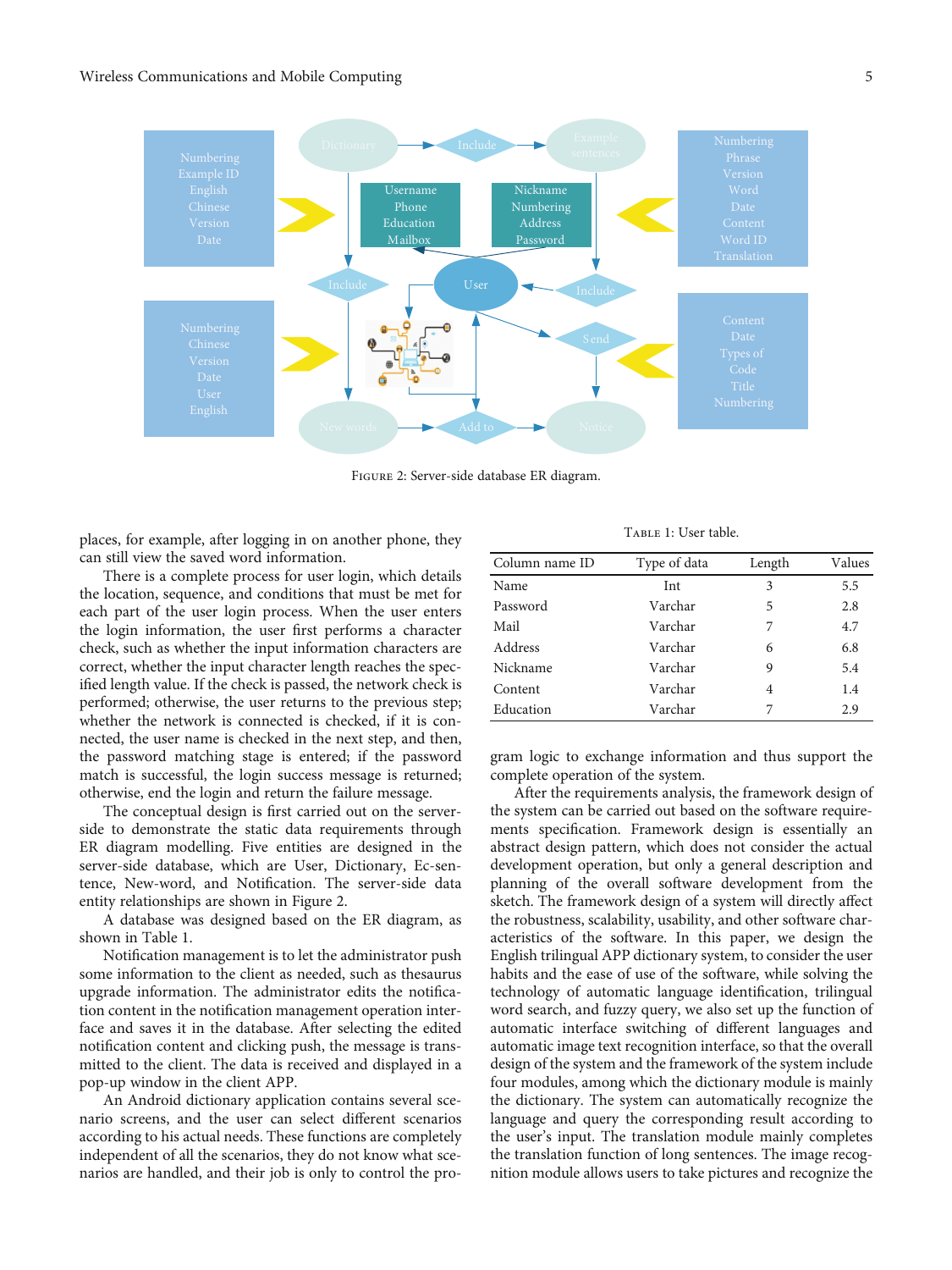Figure 2: Server-side database ER diagram.

places, for example, after logging in on another phone, they can still view the saved word information.

There is a complete process for user login, which details the location, sequence, and conditions that must be met for each part of the user login process. When the user enters the login information, the user first performs a character check, such as whether the input information characters are correct, whether the input character length reaches the specified length value. If the check is passed, the network check is performed; otherwise, the user returns to the previous step; whether the network is connected is checked, if it is connected, the user name is checked in the next step, and then, the password matching stage is entered; if the password match is successful, the login success message is returned; otherwise, end the login and return the failure message.

The conceptual design is first carried out on the server-side to demonstrate the static data requirements through ER diagram modelling. Five entities are designed in the server-side database, which are User, Dictionary, Ec-sentence, New-word, and Notification. The server-side data entity relationships are shown in Figure 2.

A database was designed based on the ER diagram, as shown in Table 1.

Notification management is to let the administrator push some information to the client as needed, such as thesaurus upgrade information. The administrator edits the notification content in the notification management operation interface and saves it in the database. After selecting the edited notification content and clicking push, the message is transmitted to the client. The data is received and displayed in a pop-up window in the client APP.

An Android dictionary application contains several scenario screens, and the user can select different scenarios according to his actual needs. These functions are completely independent of all the scenarios, they do not know what scenarios are handled, and their job is only to control the program logic to exchange information and thus support the complete operation of the system.

Table 1: User table.

| Column name ID | Type of data | Length | Values |
|---|---|---|---|
| Name | Int | 3 | 5.5 |
| Password | Varchar | 5 | 2.8 |
| Mail | Varchar | 7 | 4.7 |
| Address | Varchar | 6 | 6.8 |
| Nickname | Varchar | 9 | 5.4 |
| Content | Varchar | 4 | 1.4 |
| Education | Varchar | 7 | 2.9 |

After the requirements analysis, the framework design of the system can be carried out based on the software requirements specification. Framework design is essentially an abstract design pattern, which does not consider the actual development operation, but only a general description and planning of the overall software development from the sketch. The framework design of a system will directly affect the robustness, scalability, usability, and other software characteristics of the software. In this paper, we design the English trilingual APP dictionary system, to consider the user habits and the ease of use of the software, while solving the technology of automatic language identification, trilingual word search, and fuzzy query, we also set up the function of automatic interface switching of different languages and automatic image text recognition interface, so that the overall design of the system and the framework of the system include four modules, among which the dictionary module is mainly the dictionary. The system can automatically recognize the language and query the corresponding result according to the user's input. The translation module mainly completes the translation function of long sentences. The image recognition module allows users to take pictures and recognize the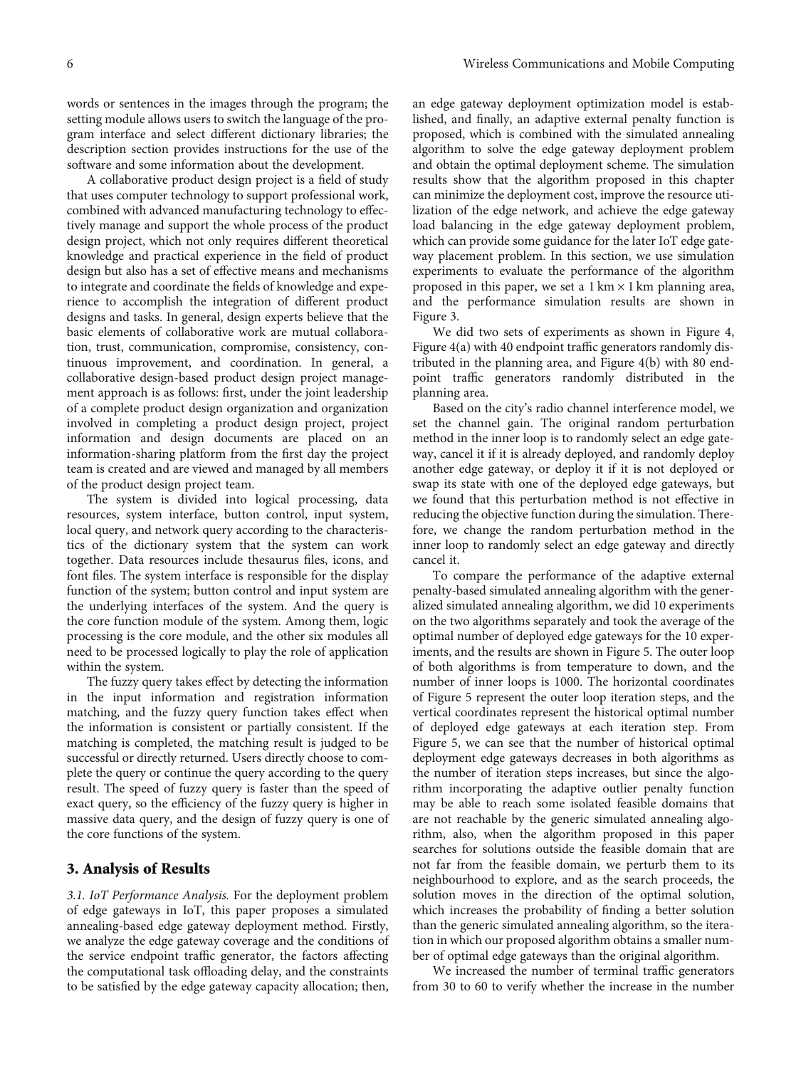words or sentences in the images through the program; the setting module allows users to switch the language of the program interface and select different dictionary libraries; the description section provides instructions for the use of the software and some information about the development.

A collaborative product design project is a field of study that uses computer technology to support professional work, combined with advanced manufacturing technology to effectively manage and support the whole process of the product design project, which not only requires different theoretical knowledge and practical experience in the field of product design but also has a set of effective means and mechanisms to integrate and coordinate the fields of knowledge and experience to accomplish the integration of different product designs and tasks. In general, design experts believe that the basic elements of collaborative work are mutual collaboration, trust, communication, compromise, consistency, continuous improvement, and coordination. In general, a collaborative design-based product design project management approach is as follows: first, under the joint leadership of a complete product design organization and organization involved in completing a product design project, project information and design documents are placed on an information-sharing platform from the first day the project team is created and are viewed and managed by all members of the product design project team.

The system is divided into logical processing, data resources, system interface, button control, input system, local query, and network query according to the characteristics of the dictionary system that the system can work together. Data resources include thesaurus files, icons, and font files. The system interface is responsible for the display function of the system; button control and input system are the underlying interfaces of the system. And the query is the core function module of the system. Among them, logic processing is the core module, and the other six modules all need to be processed logically to play the role of application within the system.

The fuzzy query takes effect by detecting the information in the input information and registration information matching, and the fuzzy query function takes effect when the information is consistent or partially consistent. If the matching is completed, the matching result is judged to be successful or directly returned. Users directly choose to complete the query or continue the query according to the query result. The speed of fuzzy query is faster than the speed of exact query, so the efficiency of the fuzzy query is higher in massive data query, and the design of fuzzy query is one of the core functions of the system.

## 3. Analysis of Results

*3.1. IoT Performance Analysis.* For the deployment problem of edge gateways in IoT, this paper proposes a simulated annealing-based edge gateway deployment method. Firstly, we analyze the edge gateway coverage and the conditions of the service endpoint traffic generator, the factors affecting the computational task offloading delay, and the constraints to be satisfied by the edge gateway capacity allocation; then, an edge gateway deployment optimization model is established, and finally, an adaptive external penalty function is proposed, which is combined with the simulated annealing algorithm to solve the edge gateway deployment problem and obtain the optimal deployment scheme. The simulation results show that the algorithm proposed in this chapter can minimize the deployment cost, improve the resource utilization of the edge network, and achieve the edge gateway load balancing in the edge gateway deployment problem, which can provide some guidance for the later IoT edge gateway placement problem. In this section, we use simulation experiments to evaluate the performance of the algorithm proposed in this paper, we set a $1\,\text{km} \times 1\,\text{km}$ planning area, and the performance simulation results are shown in Figure 3.

We did two sets of experiments as shown in Figure 4, Figure 4(a) with 40 endpoint traffic generators randomly distributed in the planning area, and Figure 4(b) with 80 endpoint traffic generators randomly distributed in the planning area.

Based on the city's radio channel interference model, we set the channel gain. The original random perturbation method in the inner loop is to randomly select an edge gateway, cancel it if it is already deployed, and randomly deploy another edge gateway, or deploy it if it is not deployed or swap its state with one of the deployed edge gateways, but we found that this perturbation method is not effective in reducing the objective function during the simulation. Therefore, we change the random perturbation method in the inner loop to randomly select an edge gateway and directly cancel it.

To compare the performance of the adaptive external penalty-based simulated annealing algorithm with the generalized simulated annealing algorithm, we did 10 experiments on the two algorithms separately and took the average of the optimal number of deployed edge gateways for the 10 experiments, and the results are shown in Figure 5. The outer loop of both algorithms is from temperature to down, and the number of inner loops is 1000. The horizontal coordinates of Figure 5 represent the outer loop iteration steps, and the vertical coordinates represent the historical optimal number of deployed edge gateways at each iteration step. From Figure 5, we can see that the number of historical optimal deployment edge gateways decreases in both algorithms as the number of iteration steps increases, but since the algorithm incorporating the adaptive outlier penalty function may be able to reach some isolated feasible domains that are not reachable by the generic simulated annealing algorithm, also, when the algorithm proposed in this paper searches for solutions outside the feasible domain that are not far from the feasible domain, we perturb them to its neighbourhood to explore, and as the search proceeds, the solution moves in the direction of the optimal solution, which increases the probability of finding a better solution than the generic simulated annealing algorithm, so the iteration in which our proposed algorithm obtains a smaller number of optimal edge gateways than the original algorithm.

We increased the number of terminal traffic generators from 30 to 60 to verify whether the increase in the number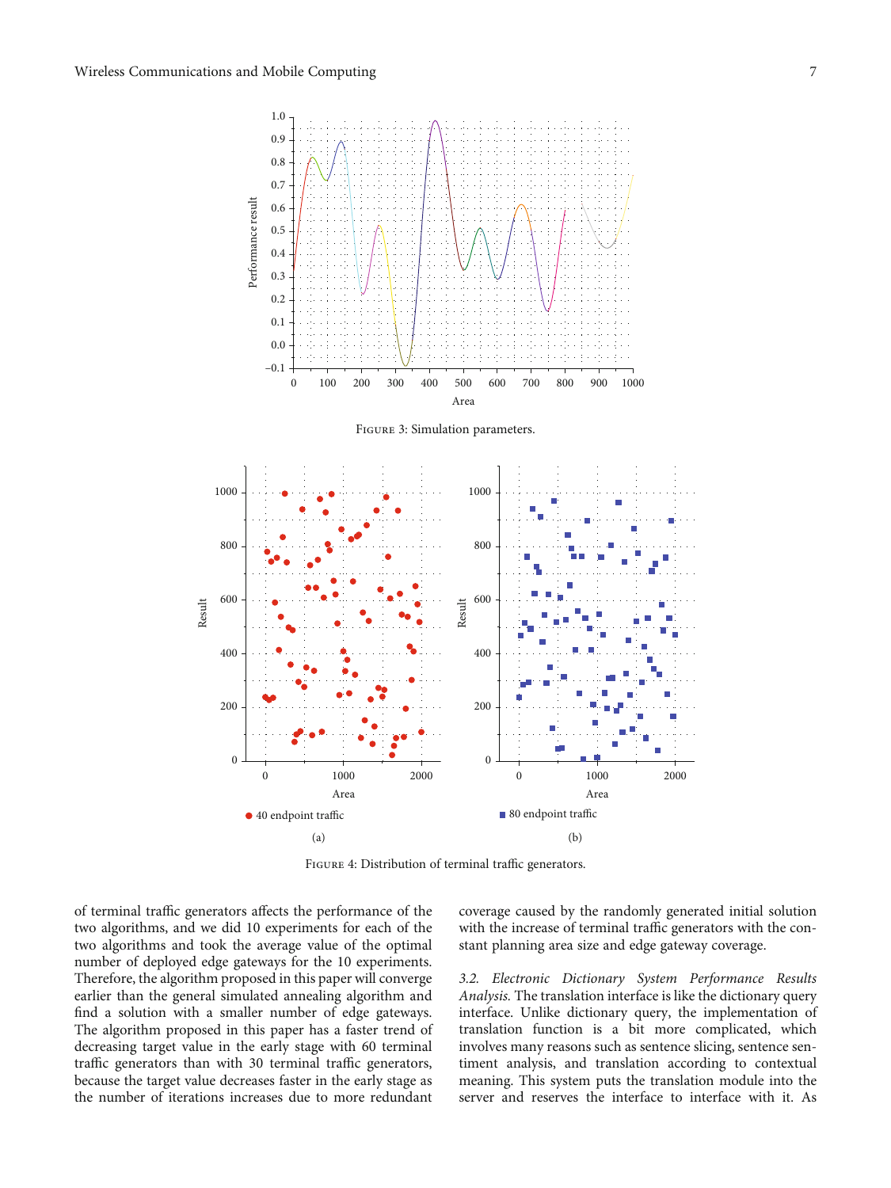Figure 3: Simulation parameters.

Figure 4: Distribution of terminal traffic generators.

of terminal traffic generators affects the performance of the two algorithms, and we did 10 experiments for each of the two algorithms and took the average value of the optimal number of deployed edge gateways for the 10 experiments. Therefore, the algorithm proposed in this paper will converge earlier than the general simulated annealing algorithm and find a solution with a smaller number of edge gateways. The algorithm proposed in this paper has a faster trend of decreasing target value in the early stage with 60 terminal traffic generators than with 30 terminal traffic generators, because the target value decreases faster in the early stage as the number of iterations increases due to more redundant coverage caused by the randomly generated initial solution with the increase of terminal traffic generators with the constant planning area size and edge gateway coverage.

*3.2. Electronic Dictionary System Performance Results Analysis.* The translation interface is like the dictionary query interface. Unlike dictionary query, the implementation of translation function is a bit more complicated, which involves many reasons such as sentence slicing, sentence sentiment analysis, and translation according to contextual meaning. This system puts the translation module into the server and reserves the interface to interface with it. As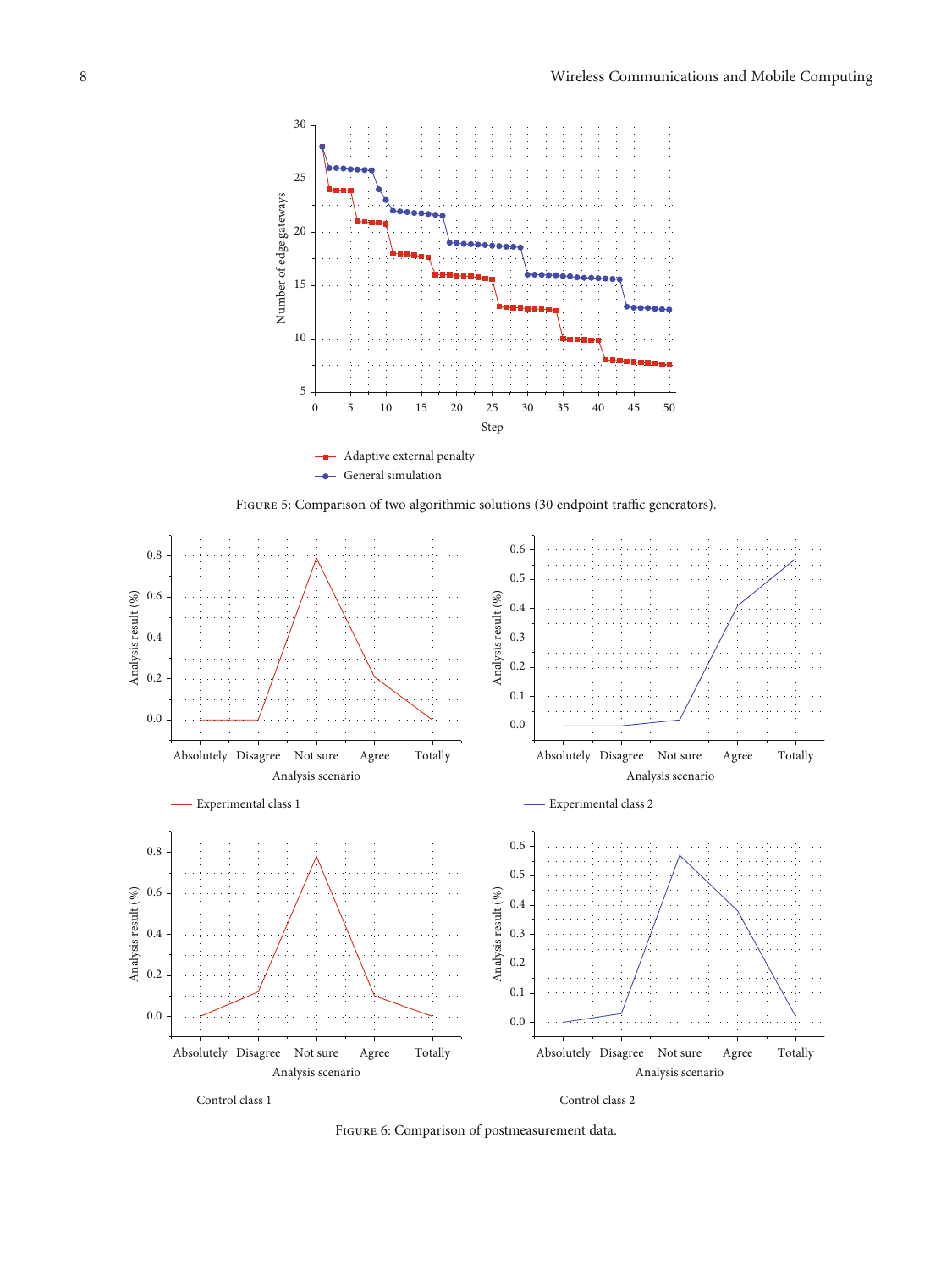Figure 5: Comparison of two algorithmic solutions (30 endpoint traffic generators).

Figure 6: Comparison of postmeasurement data.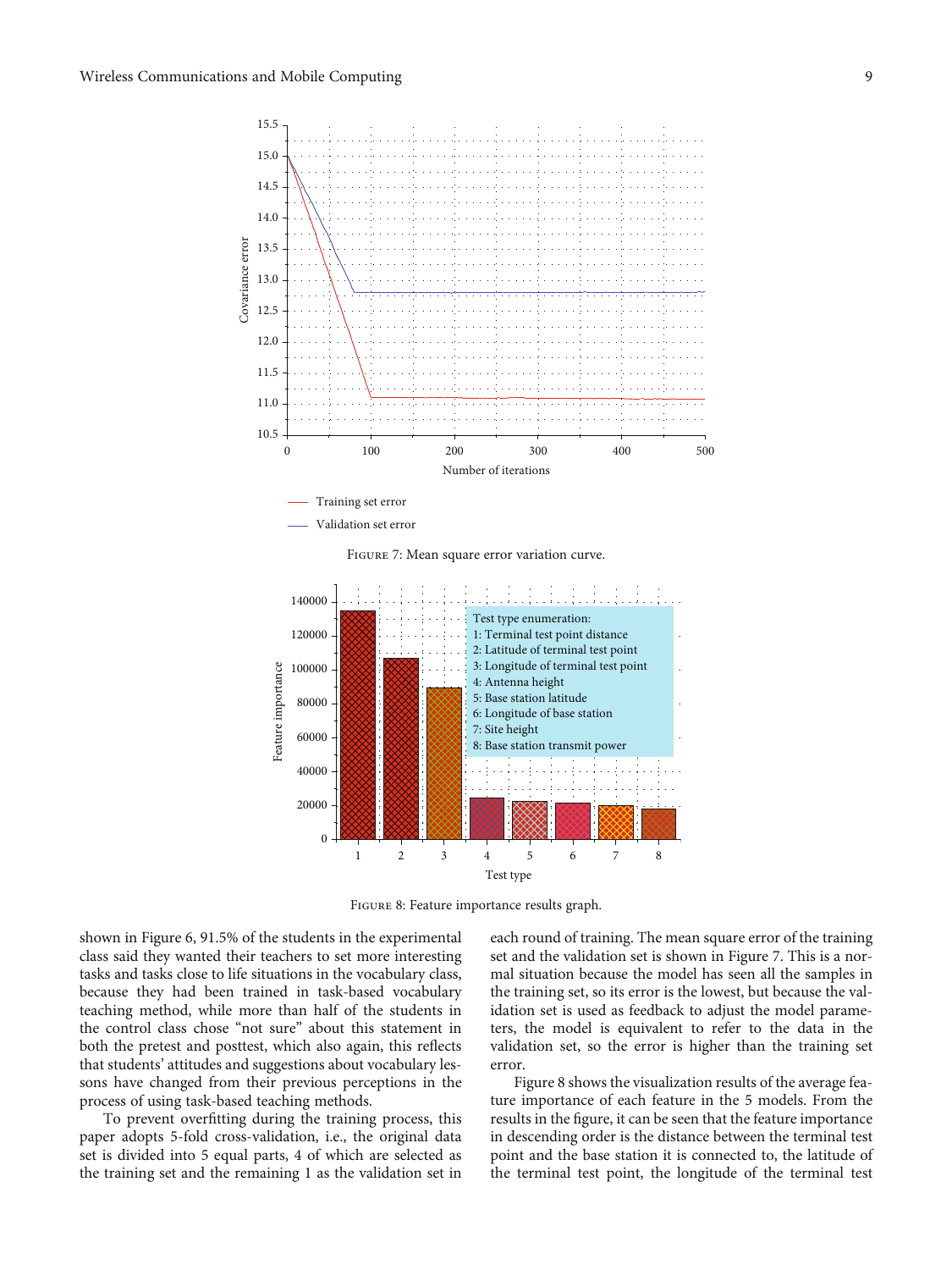Figure 7: Mean square error variation curve.

Figure 8: Feature importance results graph.

shown in Figure 6, 91.5% of the students in the experimental class said they wanted their teachers to set more interesting tasks and tasks close to life situations in the vocabulary class, because they had been trained in task-based vocabulary teaching method, while more than half of the students in the control class chose "not sure" about this statement in both the pretest and posttest, which also again, this reflects that students' attitudes and suggestions about vocabulary lessons have changed from their previous perceptions in the process of using task-based teaching methods.

To prevent overfitting during the training process, this paper adopts 5-fold cross-validation, i.e., the original data set is divided into 5 equal parts, 4 of which are selected as the training set and the remaining 1 as the validation set in each round of training. The mean square error of the training set and the validation set is shown in Figure 7. This is a normal situation because the model has seen all the samples in the training set, so its error is the lowest, but because the validation set is used as feedback to adjust the model parameters, the model is equivalent to refer to the data in the validation set, so the error is higher than the training set error.

Figure 8 shows the visualization results of the average feature importance of each feature in the 5 models. From the results in the figure, it can be seen that the feature importance in descending order is the distance between the terminal test point and the base station it is connected to, the latitude of the terminal test point, the longitude of the terminal test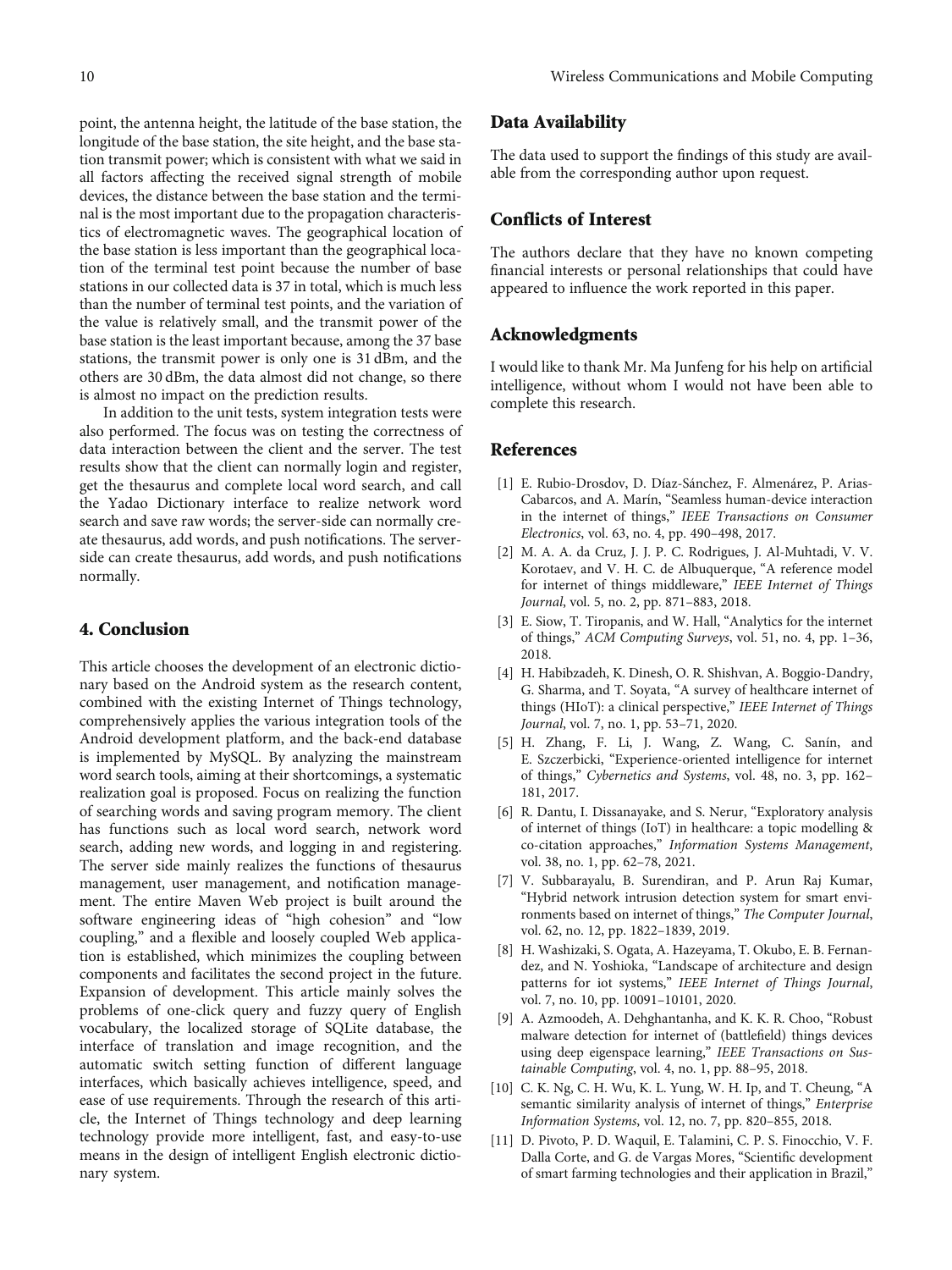point, the antenna height, the latitude of the base station, the longitude of the base station, the site height, and the base station transmit power; which is consistent with what we said in all factors affecting the received signal strength of mobile devices, the distance between the base station and the terminal is the most important due to the propagation characteristics of electromagnetic waves. The geographical location of the base station is less important than the geographical location of the terminal test point because the number of base stations in our collected data is 37 in total, which is much less than the number of terminal test points, and the variation of the value is relatively small, and the transmit power of the base station is the least important because, among the 37 base stations, the transmit power is only one is 31 dBm, and the others are 30 dBm, the data almost did not change, so there is almost no impact on the prediction results.

In addition to the unit tests, system integration tests were also performed. The focus was on testing the correctness of data interaction between the client and the server. The test results show that the client can normally login and register, get the thesaurus and complete local word search, and call the Yadao Dictionary interface to realize network word search and save raw words; the server-side can normally create thesaurus, add words, and push notifications. The server-side can create thesaurus, add words, and push notifications normally.

## 4. Conclusion

This article chooses the development of an electronic dictionary based on the Android system as the research content, combined with the existing Internet of Things technology, comprehensively applies the various integration tools of the Android development platform, and the back-end database is implemented by MySQL. By analyzing the mainstream word search tools, aiming at their shortcomings, a systematic realization goal is proposed. Focus on realizing the function of searching words and saving program memory. The client has functions such as local word search, network word search, adding new words, and logging in and registering. The server side mainly realizes the functions of thesaurus management, user management, and notification management. The entire Maven Web project is built around the software engineering ideas of "high cohesion" and "low coupling," and a flexible and loosely coupled Web application is established, which minimizes the coupling between components and facilitates the second project in the future. Expansion of development. This article mainly solves the problems of one-click query and fuzzy query of English vocabulary, the localized storage of SQLite database, the interface of translation and image recognition, and the automatic switch setting function of different language interfaces, which basically achieves intelligence, speed, and ease of use requirements. Through the research of this article, the Internet of Things technology and deep learning technology provide more intelligent, fast, and easy-to-use means in the design of intelligent English electronic dictionary system.

## Data Availability

The data used to support the findings of this study are available from the corresponding author upon request.

## Conflicts of Interest

The authors declare that they have no known competing financial interests or personal relationships that could have appeared to influence the work reported in this paper.

## Acknowledgments

I would like to thank Mr. Ma Junfeng for his help on artificial intelligence, without whom I would not have been able to complete this research.

## References

[1] E. Rubio-Drosdov, D. Díaz-Sánchez, F. Almenárez, P. Arias-Cabarcos, and A. Marín, "Seamless human-device interaction in the internet of things," *IEEE Transactions on Consumer Electronics*, vol. 63, no. 4, pp. 490–498, 2017.

[2] M. A. A. da Cruz, J. J. P. C. Rodrigues, J. Al-Muhtadi, V. V. Korotaev, and V. H. C. de Albuquerque, "A reference model for internet of things middleware," *IEEE Internet of Things Journal*, vol. 5, no. 2, pp. 871–883, 2018.

[3] E. Siow, T. Tiropanis, and W. Hall, "Analytics for the internet of things," *ACM Computing Surveys*, vol. 51, no. 4, pp. 1–36, 2018.

[4] H. Habibzadeh, K. Dinesh, O. R. Shishvan, A. Boggio-Dandry, G. Sharma, and T. Soyata, "A survey of healthcare internet of things (HIoT): a clinical perspective," *IEEE Internet of Things Journal*, vol. 7, no. 1, pp. 53–71, 2020.

[5] H. Zhang, F. Li, J. Wang, Z. Wang, C. Sanín, and E. Szczerbicki, "Experience-oriented intelligence for internet of things," *Cybernetics and Systems*, vol. 48, no. 3, pp. 162–181, 2017.

[6] R. Dantu, I. Dissanayake, and S. Nerur, "Exploratory analysis of internet of things (IoT) in healthcare: a topic modelling & co-citation approaches," *Information Systems Management*, vol. 38, no. 1, pp. 62–78, 2021.

[7] V. Subbarayalu, B. Surendiran, and P. Arun Raj Kumar, "Hybrid network intrusion detection system for smart environments based on internet of things," *The Computer Journal*, vol. 62, no. 12, pp. 1822–1839, 2019.

[8] H. Washizaki, S. Ogata, A. Hazeyama, T. Okubo, E. B. Fernandez, and N. Yoshioka, "Landscape of architecture and design patterns for iot systems," *IEEE Internet of Things Journal*, vol. 7, no. 10, pp. 10091–10101, 2020.

[9] A. Azmoodeh, A. Dehghantanha, and K. K. R. Choo, "Robust malware detection for internet of (battlefield) things devices using deep eigenspace learning," *IEEE Transactions on Sustainable Computing*, vol. 4, no. 1, pp. 88–95, 2018.

[10] C. K. Ng, C. H. Wu, K. L. Yung, W. H. Ip, and T. Cheung, "A semantic similarity analysis of internet of things," *Enterprise Information Systems*, vol. 12, no. 7, pp. 820–855, 2018.

[11] D. Pivoto, P. D. Waquil, E. Talamini, C. P. S. Finocchio, V. F. Dalla Corte, and G. de Vargas Mores, "Scientific development of smart farming technologies and their application in Brazil,"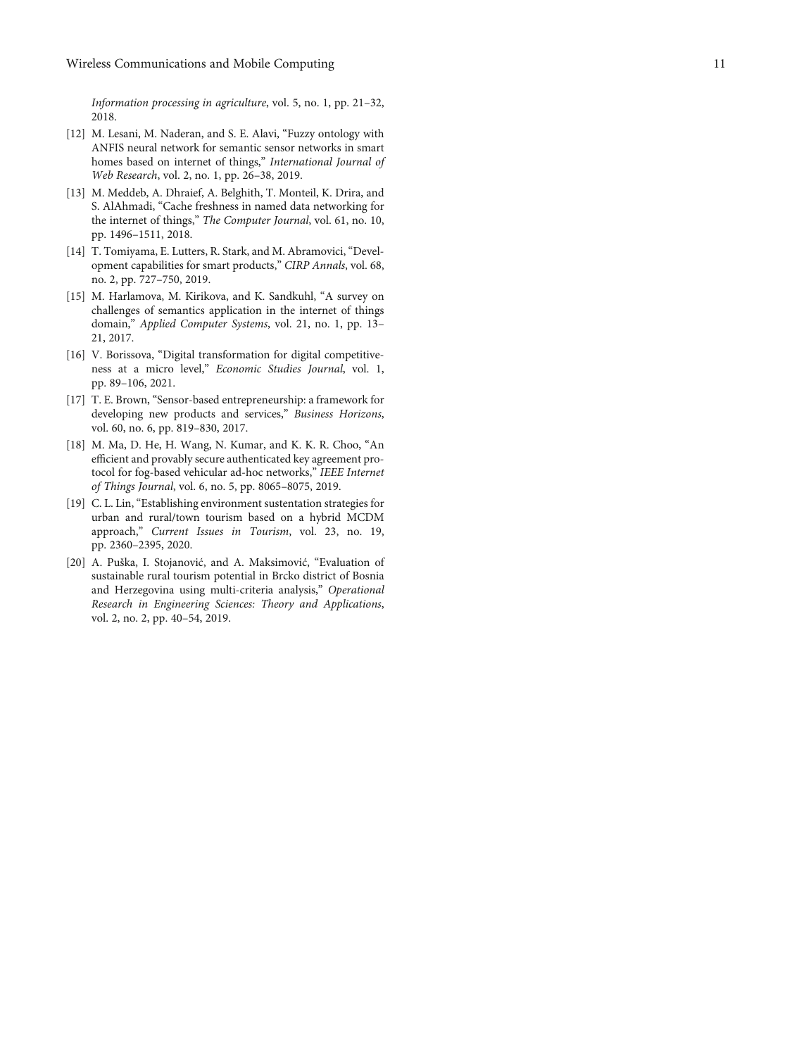*Information processing in agriculture*, vol. 5, no. 1, pp. 21–32, 2018.

[12] M. Lesani, M. Naderan, and S. E. Alavi, "Fuzzy ontology with ANFIS neural network for semantic sensor networks in smart homes based on internet of things," *International Journal of Web Research*, vol. 2, no. 1, pp. 26–38, 2019.

[13] M. Meddeb, A. Dhraief, A. Belghith, T. Monteil, K. Drira, and S. AlAhmadi, "Cache freshness in named data networking for the internet of things," *The Computer Journal*, vol. 61, no. 10, pp. 1496–1511, 2018.

[14] T. Tomiyama, E. Lutters, R. Stark, and M. Abramovici, "Development capabilities for smart products," *CIRP Annals*, vol. 68, no. 2, pp. 727–750, 2019.

[15] M. Harlamova, M. Kirikova, and K. Sandkuhl, "A survey on challenges of semantics application in the internet of things domain," *Applied Computer Systems*, vol. 21, no. 1, pp. 13–21, 2017.

[16] V. Borissova, "Digital transformation for digital competitiveness at a micro level," *Economic Studies Journal*, vol. 1, pp. 89–106, 2021.

[17] T. E. Brown, "Sensor-based entrepreneurship: a framework for developing new products and services," *Business Horizons*, vol. 60, no. 6, pp. 819–830, 2017.

[18] M. Ma, D. He, H. Wang, N. Kumar, and K. K. R. Choo, "An efficient and provably secure authenticated key agreement protocol for fog-based vehicular ad-hoc networks," *IEEE Internet of Things Journal*, vol. 6, no. 5, pp. 8065–8075, 2019.

[19] C. L. Lin, "Establishing environment sustentation strategies for urban and rural/town tourism based on a hybrid MCDM approach," *Current Issues in Tourism*, vol. 23, no. 19, pp. 2360–2395, 2020.

[20] A. Puška, I. Stojanović, and A. Maksimović, "Evaluation of sustainable rural tourism potential in Brcko district of Bosnia and Herzegovina using multi-criteria analysis," *Operational Research in Engineering Sciences: Theory and Applications*, vol. 2, no. 2, pp. 40–54, 2019.